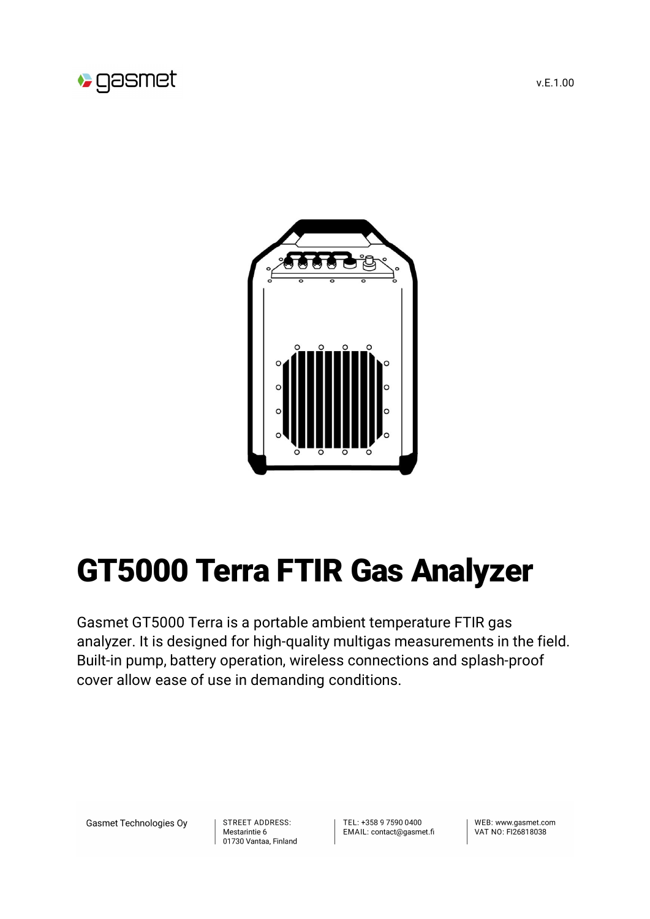# GT5000 Terra FTIR Gas Analyzer

Gasmet GT5000 Terra is a portable ambient temperature FTIR gas analyzer. It is designed for high-quality multigas measurements in the field. Built-in pump, battery operation, wireless connections and splash-proof cover allow ease of use in demanding conditions.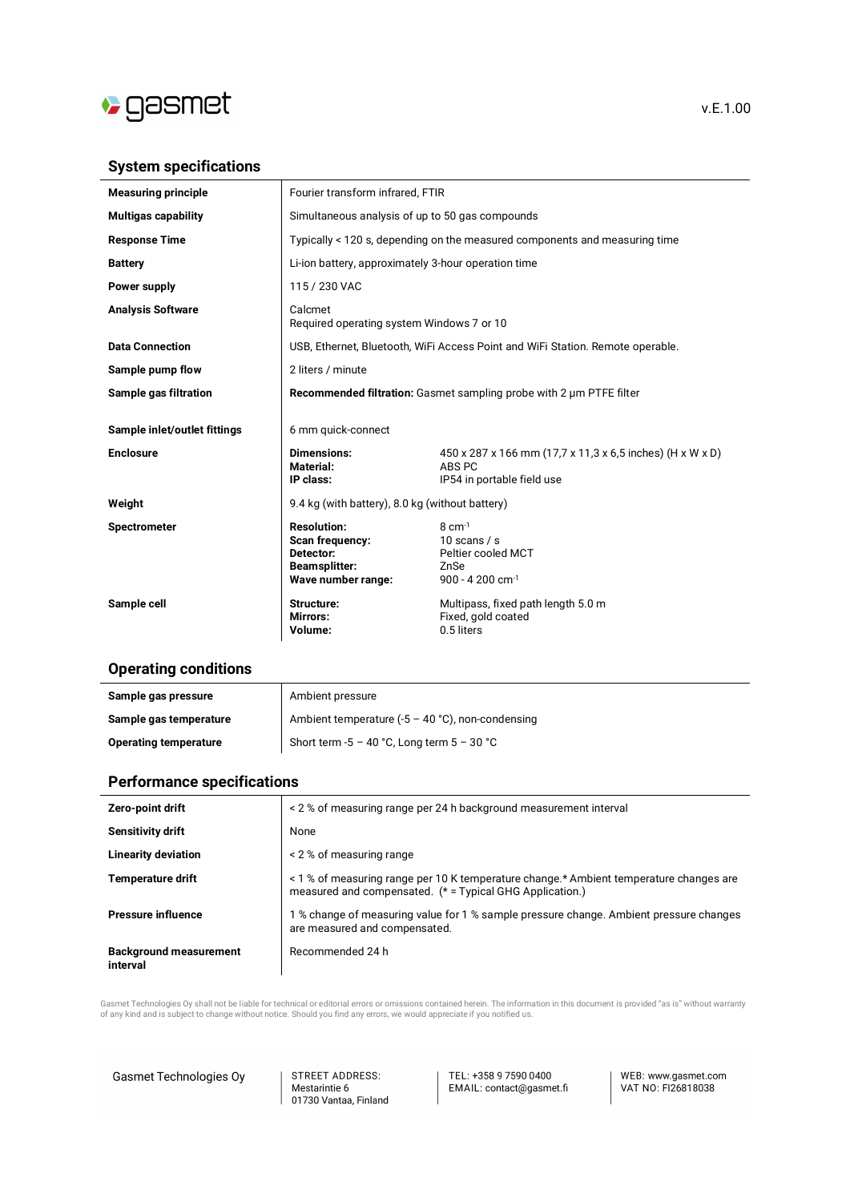## System specifications

| | | |
|---|---|---|
| **Measuring principle** | Fourier transform infrared, FTIR | |
| **Multigas capability** | Simultaneous analysis of up to 50 gas compounds | |
| **Response Time** | Typically < 120 s, depending on the measured components and measuring time | |
| **Battery** | Li-ion battery, approximately 3-hour operation time | |
| **Power supply** | 115 / 230 VAC | |
| **Analysis Software** | Calcmet<br>Required operating system Windows 7 or 10 | |
| **Data Connection** | USB, Ethernet, Bluetooth, WiFi Access Point and WiFi Station. Remote operable. | |
| **Sample pump flow** | 2 liters / minute | |
| **Sample gas filtration** | **Recommended filtration:** Gasmet sampling probe with 2 µm PTFE filter | |
| **Sample inlet/outlet fittings** | 6 mm quick-connect | |
| **Enclosure** | **Dimensions:**<br>**Material:**<br>**IP class:** | 450 x 287 x 166 mm (17,7 x 11,3 x 6,5 inches) (H x W x D)<br>ABS PC<br>IP54 in portable field use |
| **Weight** | 9.4 kg (with battery), 8.0 kg (without battery) | |
| **Spectrometer** | **Resolution:**<br>**Scan frequency:**<br>**Detector:**<br>**Beamsplitter:**<br>**Wave number range:** | 8 $cm^{-1}$<br>10 scans / s<br>Peltier cooled MCT<br>ZnSe<br>900 - 4 200 $cm^{-1}$ |
| **Sample cell** | **Structure:**<br>**Mirrors:**<br>**Volume:** | Multipass, fixed path length 5.0 m<br>Fixed, gold coated<br>0.5 liters |

## Operating conditions

| | |
|---|---|
| **Sample gas pressure** | Ambient pressure |
| **Sample gas temperature** | Ambient temperature (-5 – 40 °C), non-condensing |
| **Operating temperature** | Short term -5 – 40 °C, Long term 5 – 30 °C |

## Performance specifications

| | |
|---|---|
| **Zero-point drift** | < 2 % of measuring range per 24 h background measurement interval |
| **Sensitivity drift** | None |
| **Linearity deviation** | < 2 % of measuring range |
| **Temperature drift** | < 1 % of measuring range per 10 K temperature change.* Ambient temperature changes are measured and compensated. (* = Typical GHG Application.) |
| **Pressure influence** | 1 % change of measuring value for 1 % sample pressure change. Ambient pressure changes are measured and compensated. |
| **Background measurement interval** | Recommended 24 h |

Gasmet Technologies Oy shall not be liable for technical or editorial errors or omissions contained herein. The information in this document is provided "as is" without warranty of any kind and is subject to change without notice. Should you find any errors, we would appreciate if you notified us.